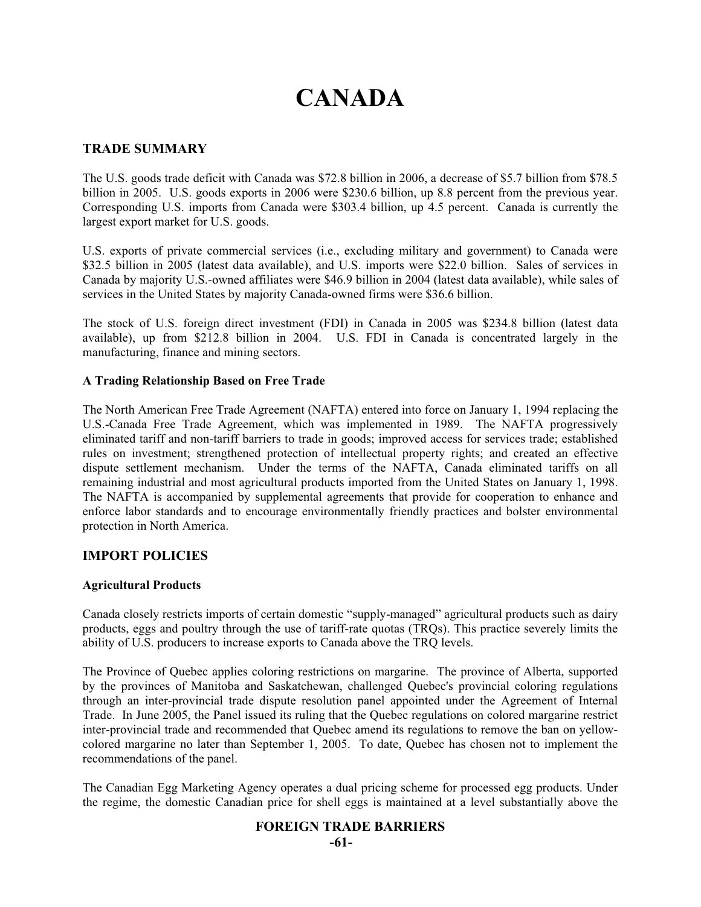# CANADA

## TRADE SUMMARY

The U.S. goods trade deficit with Canada was $72.8 billion in 2006, a decrease of $5.7 billion from $78.5 billion in 2005. U.S. goods exports in 2006 were $230.6 billion, up 8.8 percent from the previous year. Corresponding U.S. imports from Canada were $303.4 billion, up 4.5 percent. Canada is currently the largest export market for U.S. goods.

U.S. exports of private commercial services (i.e., excluding military and government) to Canada were $32.5 billion in 2005 (latest data available), and U.S. imports were $22.0 billion. Sales of services in Canada by majority U.S.-owned affiliates were $46.9 billion in 2004 (latest data available), while sales of services in the United States by majority Canada-owned firms were $36.6 billion.

The stock of U.S. foreign direct investment (FDI) in Canada in 2005 was $234.8 billion (latest data available), up from $212.8 billion in 2004. U.S. FDI in Canada is concentrated largely in the manufacturing, finance and mining sectors.

### A Trading Relationship Based on Free Trade

The North American Free Trade Agreement (NAFTA) entered into force on January 1, 1994 replacing the U.S.-Canada Free Trade Agreement, which was implemented in 1989. The NAFTA progressively eliminated tariff and non-tariff barriers to trade in goods; improved access for services trade; established rules on investment; strengthened protection of intellectual property rights; and created an effective dispute settlement mechanism. Under the terms of the NAFTA, Canada eliminated tariffs on all remaining industrial and most agricultural products imported from the United States on January 1, 1998. The NAFTA is accompanied by supplemental agreements that provide for cooperation to enhance and enforce labor standards and to encourage environmentally friendly practices and bolster environmental protection in North America.

## IMPORT POLICIES

### Agricultural Products

Canada closely restricts imports of certain domestic "supply-managed" agricultural products such as dairy products, eggs and poultry through the use of tariff-rate quotas (TRQs). This practice severely limits the ability of U.S. producers to increase exports to Canada above the TRQ levels.

The Province of Quebec applies coloring restrictions on margarine. The province of Alberta, supported by the provinces of Manitoba and Saskatchewan, challenged Quebec's provincial coloring regulations through an inter-provincial trade dispute resolution panel appointed under the Agreement of Internal Trade. In June 2005, the Panel issued its ruling that the Quebec regulations on colored margarine restrict inter-provincial trade and recommended that Quebec amend its regulations to remove the ban on yellow-colored margarine no later than September 1, 2005. To date, Quebec has chosen not to implement the recommendations of the panel.

The Canadian Egg Marketing Agency operates a dual pricing scheme for processed egg products. Under the regime, the domestic Canadian price for shell eggs is maintained at a level substantially above the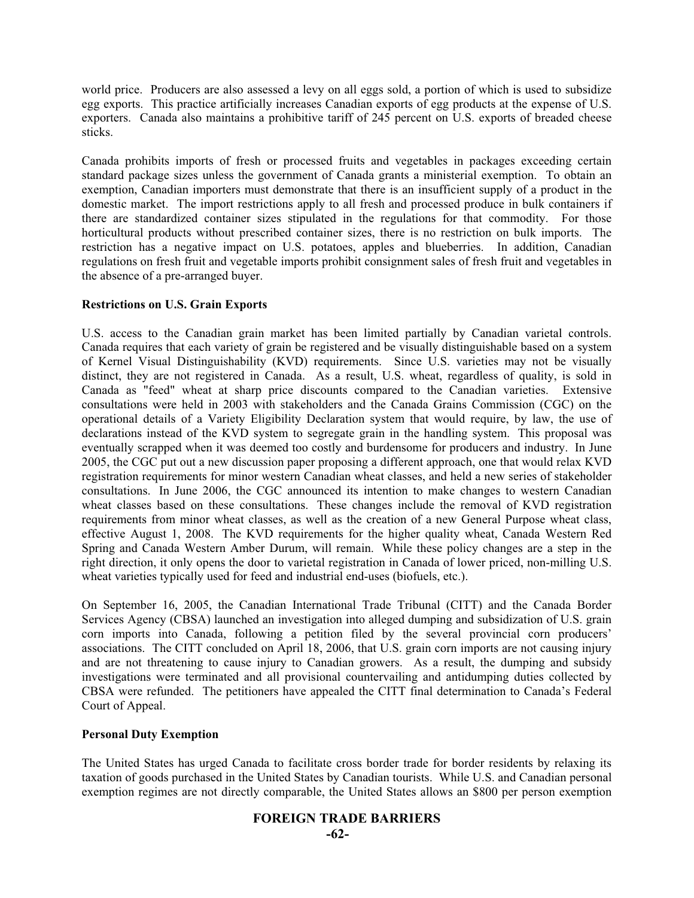world price. Producers are also assessed a levy on all eggs sold, a portion of which is used to subsidize egg exports. This practice artificially increases Canadian exports of egg products at the expense of U.S. exporters. Canada also maintains a prohibitive tariff of 245 percent on U.S. exports of breaded cheese sticks.

Canada prohibits imports of fresh or processed fruits and vegetables in packages exceeding certain standard package sizes unless the government of Canada grants a ministerial exemption. To obtain an exemption, Canadian importers must demonstrate that there is an insufficient supply of a product in the domestic market. The import restrictions apply to all fresh and processed produce in bulk containers if there are standardized container sizes stipulated in the regulations for that commodity. For those horticultural products without prescribed container sizes, there is no restriction on bulk imports. The restriction has a negative impact on U.S. potatoes, apples and blueberries. In addition, Canadian regulations on fresh fruit and vegetable imports prohibit consignment sales of fresh fruit and vegetables in the absence of a pre-arranged buyer.

**Restrictions on U.S. Grain Exports**

U.S. access to the Canadian grain market has been limited partially by Canadian varietal controls. Canada requires that each variety of grain be registered and be visually distinguishable based on a system of Kernel Visual Distinguishability (KVD) requirements. Since U.S. varieties may not be visually distinct, they are not registered in Canada. As a result, U.S. wheat, regardless of quality, is sold in Canada as "feed" wheat at sharp price discounts compared to the Canadian varieties. Extensive consultations were held in 2003 with stakeholders and the Canada Grains Commission (CGC) on the operational details of a Variety Eligibility Declaration system that would require, by law, the use of declarations instead of the KVD system to segregate grain in the handling system. This proposal was eventually scrapped when it was deemed too costly and burdensome for producers and industry. In June 2005, the CGC put out a new discussion paper proposing a different approach, one that would relax KVD registration requirements for minor western Canadian wheat classes, and held a new series of stakeholder consultations. In June 2006, the CGC announced its intention to make changes to western Canadian wheat classes based on these consultations. These changes include the removal of KVD registration requirements from minor wheat classes, as well as the creation of a new General Purpose wheat class, effective August 1, 2008. The KVD requirements for the higher quality wheat, Canada Western Red Spring and Canada Western Amber Durum, will remain. While these policy changes are a step in the right direction, it only opens the door to varietal registration in Canada of lower priced, non-milling U.S. wheat varieties typically used for feed and industrial end-uses (biofuels, etc.).

On September 16, 2005, the Canadian International Trade Tribunal (CITT) and the Canada Border Services Agency (CBSA) launched an investigation into alleged dumping and subsidization of U.S. grain corn imports into Canada, following a petition filed by the several provincial corn producers' associations. The CITT concluded on April 18, 2006, that U.S. grain corn imports are not causing injury and are not threatening to cause injury to Canadian growers. As a result, the dumping and subsidy investigations were terminated and all provisional countervailing and antidumping duties collected by CBSA were refunded. The petitioners have appealed the CITT final determination to Canada's Federal Court of Appeal.

**Personal Duty Exemption**

The United States has urged Canada to facilitate cross border trade for border residents by relaxing its taxation of goods purchased in the United States by Canadian tourists. While U.S. and Canadian personal exemption regimes are not directly comparable, the United States allows an $800 per person exemption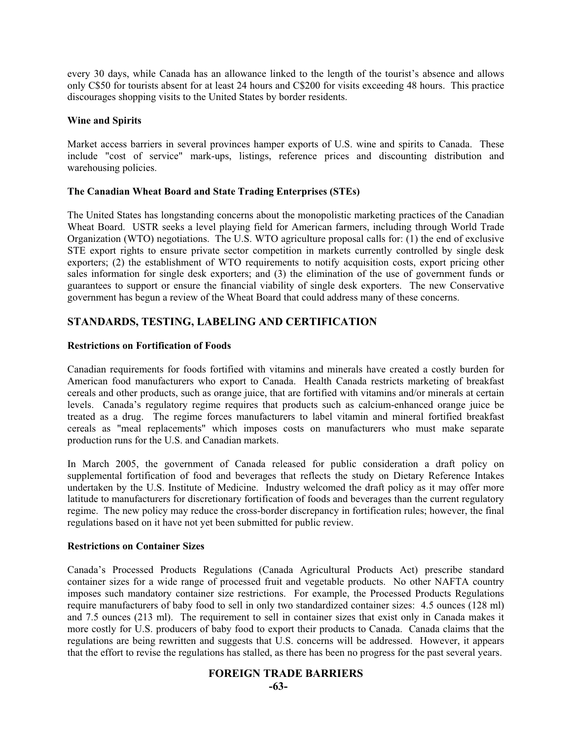every 30 days, while Canada has an allowance linked to the length of the tourist's absence and allows only C$50 for tourists absent for at least 24 hours and C$200 for visits exceeding 48 hours. This practice discourages shopping visits to the United States by border residents.

**Wine and Spirits**

Market access barriers in several provinces hamper exports of U.S. wine and spirits to Canada. These include "cost of service" mark-ups, listings, reference prices and discounting distribution and warehousing policies.

**The Canadian Wheat Board and State Trading Enterprises (STEs)**

The United States has longstanding concerns about the monopolistic marketing practices of the Canadian Wheat Board. USTR seeks a level playing field for American farmers, including through World Trade Organization (WTO) negotiations. The U.S. WTO agriculture proposal calls for: (1) the end of exclusive STE export rights to ensure private sector competition in markets currently controlled by single desk exporters; (2) the establishment of WTO requirements to notify acquisition costs, export pricing other sales information for single desk exporters; and (3) the elimination of the use of government funds or guarantees to support or ensure the financial viability of single desk exporters. The new Conservative government has begun a review of the Wheat Board that could address many of these concerns.

## STANDARDS, TESTING, LABELING AND CERTIFICATION

**Restrictions on Fortification of Foods**

Canadian requirements for foods fortified with vitamins and minerals have created a costly burden for American food manufacturers who export to Canada. Health Canada restricts marketing of breakfast cereals and other products, such as orange juice, that are fortified with vitamins and/or minerals at certain levels. Canada's regulatory regime requires that products such as calcium-enhanced orange juice be treated as a drug. The regime forces manufacturers to label vitamin and mineral fortified breakfast cereals as "meal replacements" which imposes costs on manufacturers who must make separate production runs for the U.S. and Canadian markets.

In March 2005, the government of Canada released for public consideration a draft policy on supplemental fortification of food and beverages that reflects the study on Dietary Reference Intakes undertaken by the U.S. Institute of Medicine. Industry welcomed the draft policy as it may offer more latitude to manufacturers for discretionary fortification of foods and beverages than the current regulatory regime. The new policy may reduce the cross-border discrepancy in fortification rules; however, the final regulations based on it have not yet been submitted for public review.

**Restrictions on Container Sizes**

Canada's Processed Products Regulations (Canada Agricultural Products Act) prescribe standard container sizes for a wide range of processed fruit and vegetable products. No other NAFTA country imposes such mandatory container size restrictions. For example, the Processed Products Regulations require manufacturers of baby food to sell in only two standardized container sizes: 4.5 ounces (128 ml) and 7.5 ounces (213 ml). The requirement to sell in container sizes that exist only in Canada makes it more costly for U.S. producers of baby food to export their products to Canada. Canada claims that the regulations are being rewritten and suggests that U.S. concerns will be addressed. However, it appears that the effort to revise the regulations has stalled, as there has been no progress for the past several years.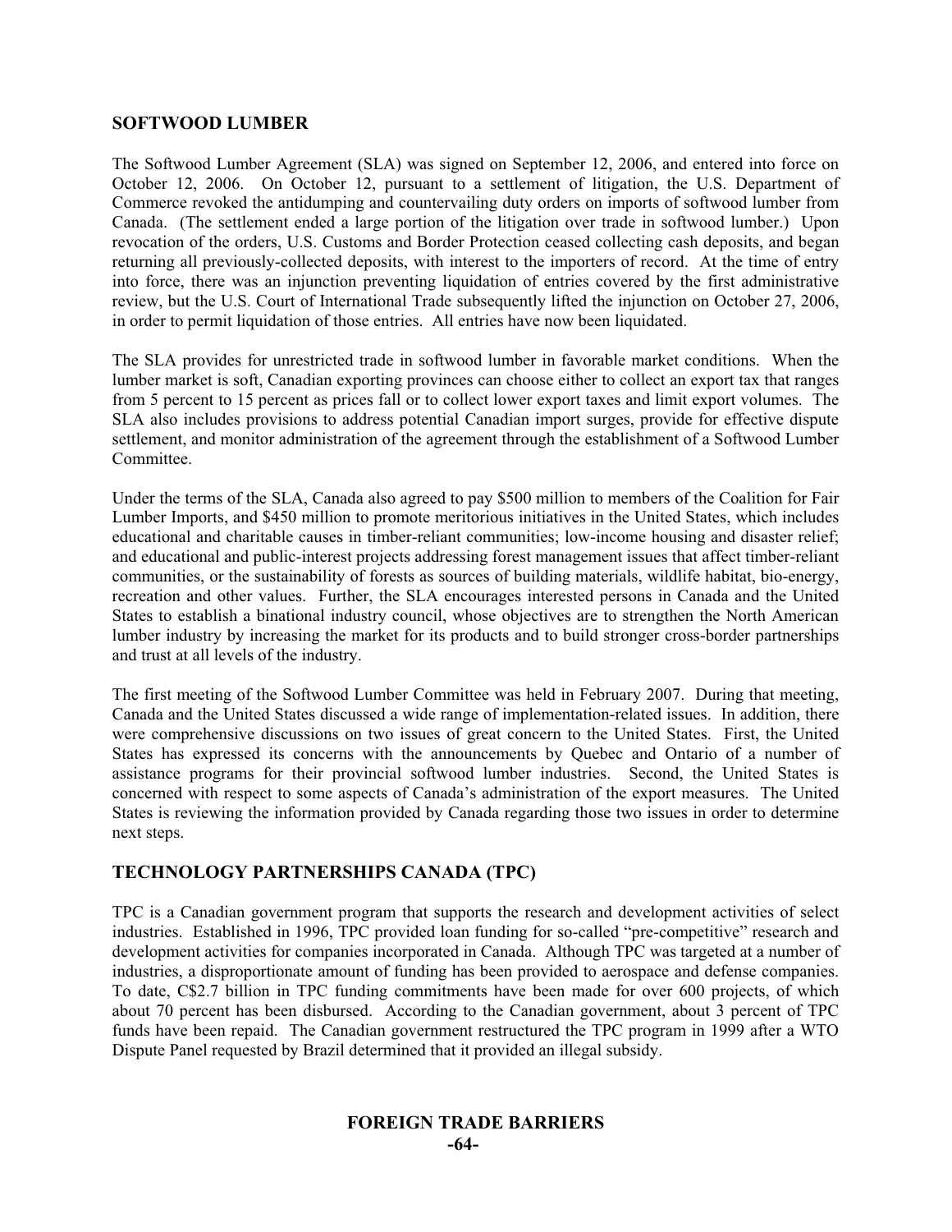## SOFTWOOD LUMBER

The Softwood Lumber Agreement (SLA) was signed on September 12, 2006, and entered into force on October 12, 2006. On October 12, pursuant to a settlement of litigation, the U.S. Department of Commerce revoked the antidumping and countervailing duty orders on imports of softwood lumber from Canada. (The settlement ended a large portion of the litigation over trade in softwood lumber.) Upon revocation of the orders, U.S. Customs and Border Protection ceased collecting cash deposits, and began returning all previously-collected deposits, with interest to the importers of record. At the time of entry into force, there was an injunction preventing liquidation of entries covered by the first administrative review, but the U.S. Court of International Trade subsequently lifted the injunction on October 27, 2006, in order to permit liquidation of those entries. All entries have now been liquidated.

The SLA provides for unrestricted trade in softwood lumber in favorable market conditions. When the lumber market is soft, Canadian exporting provinces can choose either to collect an export tax that ranges from 5 percent to 15 percent as prices fall or to collect lower export taxes and limit export volumes. The SLA also includes provisions to address potential Canadian import surges, provide for effective dispute settlement, and monitor administration of the agreement through the establishment of a Softwood Lumber Committee.

Under the terms of the SLA, Canada also agreed to pay $500 million to members of the Coalition for Fair Lumber Imports, and $450 million to promote meritorious initiatives in the United States, which includes educational and charitable causes in timber-reliant communities; low-income housing and disaster relief; and educational and public-interest projects addressing forest management issues that affect timber-reliant communities, or the sustainability of forests as sources of building materials, wildlife habitat, bio-energy, recreation and other values. Further, the SLA encourages interested persons in Canada and the United States to establish a binational industry council, whose objectives are to strengthen the North American lumber industry by increasing the market for its products and to build stronger cross-border partnerships and trust at all levels of the industry.

The first meeting of the Softwood Lumber Committee was held in February 2007. During that meeting, Canada and the United States discussed a wide range of implementation-related issues. In addition, there were comprehensive discussions on two issues of great concern to the United States. First, the United States has expressed its concerns with the announcements by Quebec and Ontario of a number of assistance programs for their provincial softwood lumber industries. Second, the United States is concerned with respect to some aspects of Canada's administration of the export measures. The United States is reviewing the information provided by Canada regarding those two issues in order to determine next steps.

## TECHNOLOGY PARTNERSHIPS CANADA (TPC)

TPC is a Canadian government program that supports the research and development activities of select industries. Established in 1996, TPC provided loan funding for so-called "pre-competitive" research and development activities for companies incorporated in Canada. Although TPC was targeted at a number of industries, a disproportionate amount of funding has been provided to aerospace and defense companies. To date, C$2.7 billion in TPC funding commitments have been made for over 600 projects, of which about 70 percent has been disbursed. According to the Canadian government, about 3 percent of TPC funds have been repaid. The Canadian government restructured the TPC program in 1999 after a WTO Dispute Panel requested by Brazil determined that it provided an illegal subsidy.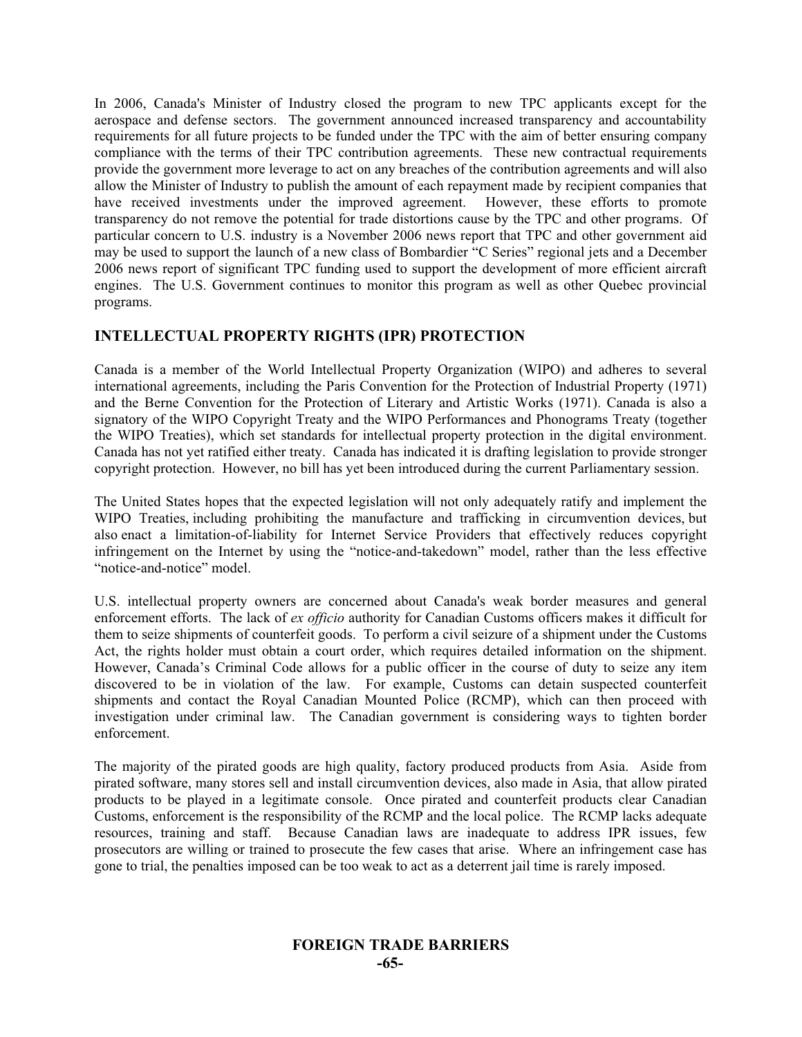In 2006, Canada's Minister of Industry closed the program to new TPC applicants except for the aerospace and defense sectors. The government announced increased transparency and accountability requirements for all future projects to be funded under the TPC with the aim of better ensuring company compliance with the terms of their TPC contribution agreements. These new contractual requirements provide the government more leverage to act on any breaches of the contribution agreements and will also allow the Minister of Industry to publish the amount of each repayment made by recipient companies that have received investments under the improved agreement. However, these efforts to promote transparency do not remove the potential for trade distortions cause by the TPC and other programs. Of particular concern to U.S. industry is a November 2006 news report that TPC and other government aid may be used to support the launch of a new class of Bombardier "C Series" regional jets and a December 2006 news report of significant TPC funding used to support the development of more efficient aircraft engines. The U.S. Government continues to monitor this program as well as other Quebec provincial programs.

## INTELLECTUAL PROPERTY RIGHTS (IPR) PROTECTION

Canada is a member of the World Intellectual Property Organization (WIPO) and adheres to several international agreements, including the Paris Convention for the Protection of Industrial Property (1971) and the Berne Convention for the Protection of Literary and Artistic Works (1971). Canada is also a signatory of the WIPO Copyright Treaty and the WIPO Performances and Phonograms Treaty (together the WIPO Treaties), which set standards for intellectual property protection in the digital environment. Canada has not yet ratified either treaty. Canada has indicated it is drafting legislation to provide stronger copyright protection. However, no bill has yet been introduced during the current Parliamentary session.

The United States hopes that the expected legislation will not only adequately ratify and implement the WIPO Treaties, including prohibiting the manufacture and trafficking in circumvention devices, but also enact a limitation-of-liability for Internet Service Providers that effectively reduces copyright infringement on the Internet by using the "notice-and-takedown" model, rather than the less effective "notice-and-notice" model.

U.S. intellectual property owners are concerned about Canada's weak border measures and general enforcement efforts. The lack of *ex officio* authority for Canadian Customs officers makes it difficult for them to seize shipments of counterfeit goods. To perform a civil seizure of a shipment under the Customs Act, the rights holder must obtain a court order, which requires detailed information on the shipment. However, Canada's Criminal Code allows for a public officer in the course of duty to seize any item discovered to be in violation of the law. For example, Customs can detain suspected counterfeit shipments and contact the Royal Canadian Mounted Police (RCMP), which can then proceed with investigation under criminal law. The Canadian government is considering ways to tighten border enforcement.

The majority of the pirated goods are high quality, factory produced products from Asia. Aside from pirated software, many stores sell and install circumvention devices, also made in Asia, that allow pirated products to be played in a legitimate console. Once pirated and counterfeit products clear Canadian Customs, enforcement is the responsibility of the RCMP and the local police. The RCMP lacks adequate resources, training and staff. Because Canadian laws are inadequate to address IPR issues, few prosecutors are willing or trained to prosecute the few cases that arise. Where an infringement case has gone to trial, the penalties imposed can be too weak to act as a deterrent jail time is rarely imposed.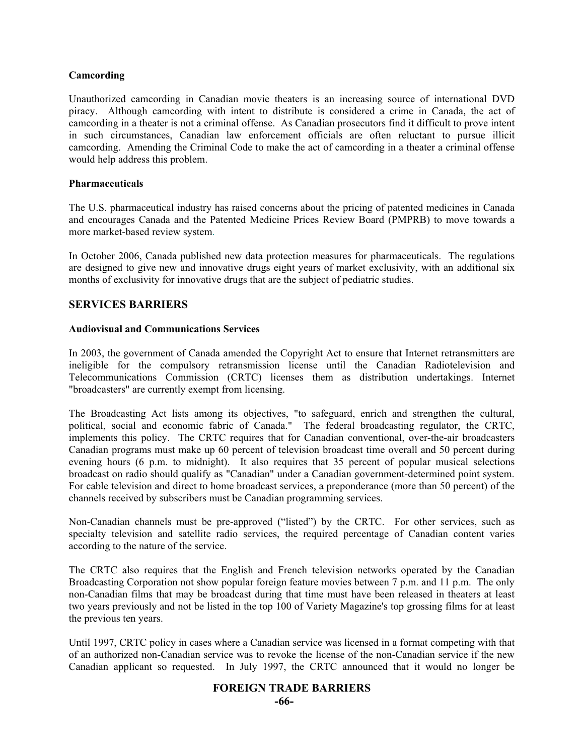**Camcording**

Unauthorized camcording in Canadian movie theaters is an increasing source of international DVD piracy. Although camcording with intent to distribute is considered a crime in Canada, the act of camcording in a theater is not a criminal offense. As Canadian prosecutors find it difficult to prove intent in such circumstances, Canadian law enforcement officials are often reluctant to pursue illicit camcording. Amending the Criminal Code to make the act of camcording in a theater a criminal offense would help address this problem.

**Pharmaceuticals**

The U.S. pharmaceutical industry has raised concerns about the pricing of patented medicines in Canada and encourages Canada and the Patented Medicine Prices Review Board (PMPRB) to move towards a more market-based review system.

In October 2006, Canada published new data protection measures for pharmaceuticals. The regulations are designed to give new and innovative drugs eight years of market exclusivity, with an additional six months of exclusivity for innovative drugs that are the subject of pediatric studies.

## SERVICES BARRIERS

**Audiovisual and Communications Services**

In 2003, the government of Canada amended the Copyright Act to ensure that Internet retransmitters are ineligible for the compulsory retransmission license until the Canadian Radiotelevision and Telecommunications Commission (CRTC) licenses them as distribution undertakings. Internet "broadcasters" are currently exempt from licensing.

The Broadcasting Act lists among its objectives, "to safeguard, enrich and strengthen the cultural, political, social and economic fabric of Canada." The federal broadcasting regulator, the CRTC, implements this policy. The CRTC requires that for Canadian conventional, over-the-air broadcasters Canadian programs must make up 60 percent of television broadcast time overall and 50 percent during evening hours (6 p.m. to midnight). It also requires that 35 percent of popular musical selections broadcast on radio should qualify as "Canadian" under a Canadian government-determined point system. For cable television and direct to home broadcast services, a preponderance (more than 50 percent) of the channels received by subscribers must be Canadian programming services.

Non-Canadian channels must be pre-approved ("listed") by the CRTC. For other services, such as specialty television and satellite radio services, the required percentage of Canadian content varies according to the nature of the service.

The CRTC also requires that the English and French television networks operated by the Canadian Broadcasting Corporation not show popular foreign feature movies between 7 p.m. and 11 p.m. The only non-Canadian films that may be broadcast during that time must have been released in theaters at least two years previously and not be listed in the top 100 of Variety Magazine's top grossing films for at least the previous ten years.

Until 1997, CRTC policy in cases where a Canadian service was licensed in a format competing with that of an authorized non-Canadian service was to revoke the license of the non-Canadian service if the new Canadian applicant so requested. In July 1997, the CRTC announced that it would no longer be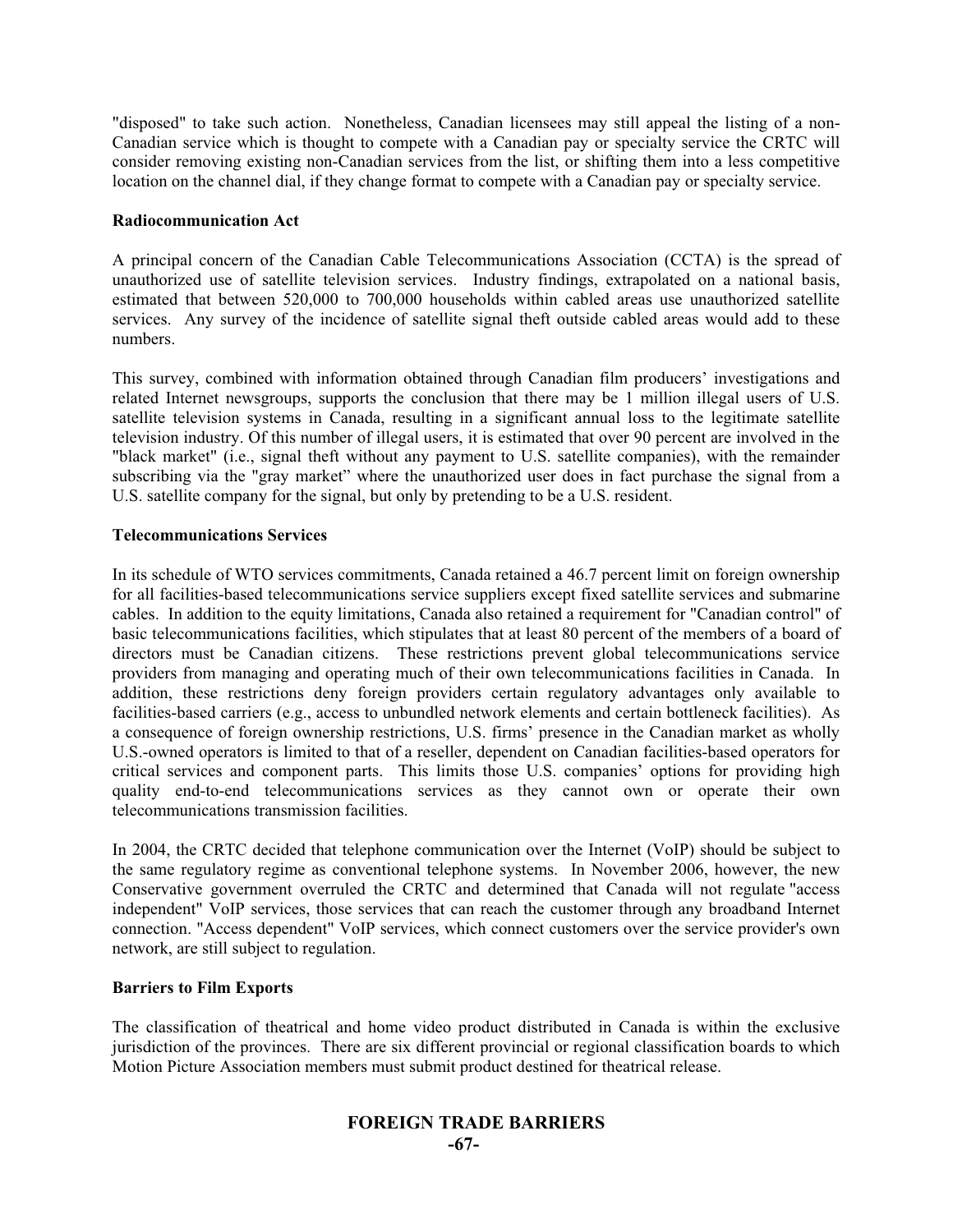"disposed" to take such action. Nonetheless, Canadian licensees may still appeal the listing of a non-Canadian service which is thought to compete with a Canadian pay or specialty service the CRTC will consider removing existing non-Canadian services from the list, or shifting them into a less competitive location on the channel dial, if they change format to compete with a Canadian pay or specialty service.

**Radiocommunication Act**

A principal concern of the Canadian Cable Telecommunications Association (CCTA) is the spread of unauthorized use of satellite television services. Industry findings, extrapolated on a national basis, estimated that between 520,000 to 700,000 households within cabled areas use unauthorized satellite services. Any survey of the incidence of satellite signal theft outside cabled areas would add to these numbers.

This survey, combined with information obtained through Canadian film producers' investigations and related Internet newsgroups, supports the conclusion that there may be 1 million illegal users of U.S. satellite television systems in Canada, resulting in a significant annual loss to the legitimate satellite television industry. Of this number of illegal users, it is estimated that over 90 percent are involved in the "black market" (i.e., signal theft without any payment to U.S. satellite companies), with the remainder subscribing via the "gray market" where the unauthorized user does in fact purchase the signal from a U.S. satellite company for the signal, but only by pretending to be a U.S. resident.

**Telecommunications Services**

In its schedule of WTO services commitments, Canada retained a 46.7 percent limit on foreign ownership for all facilities-based telecommunications service suppliers except fixed satellite services and submarine cables. In addition to the equity limitations, Canada also retained a requirement for "Canadian control" of basic telecommunications facilities, which stipulates that at least 80 percent of the members of a board of directors must be Canadian citizens. These restrictions prevent global telecommunications service providers from managing and operating much of their own telecommunications facilities in Canada. In addition, these restrictions deny foreign providers certain regulatory advantages only available to facilities-based carriers (e.g., access to unbundled network elements and certain bottleneck facilities). As a consequence of foreign ownership restrictions, U.S. firms' presence in the Canadian market as wholly U.S.-owned operators is limited to that of a reseller, dependent on Canadian facilities-based operators for critical services and component parts. This limits those U.S. companies' options for providing high quality end-to-end telecommunications services as they cannot own or operate their own telecommunications transmission facilities.

In 2004, the CRTC decided that telephone communication over the Internet (VoIP) should be subject to the same regulatory regime as conventional telephone systems. In November 2006, however, the new Conservative government overruled the CRTC and determined that Canada will not regulate "access independent" VoIP services, those services that can reach the customer through any broadband Internet connection. "Access dependent" VoIP services, which connect customers over the service provider's own network, are still subject to regulation.

**Barriers to Film Exports**

The classification of theatrical and home video product distributed in Canada is within the exclusive jurisdiction of the provinces. There are six different provincial or regional classification boards to which Motion Picture Association members must submit product destined for theatrical release.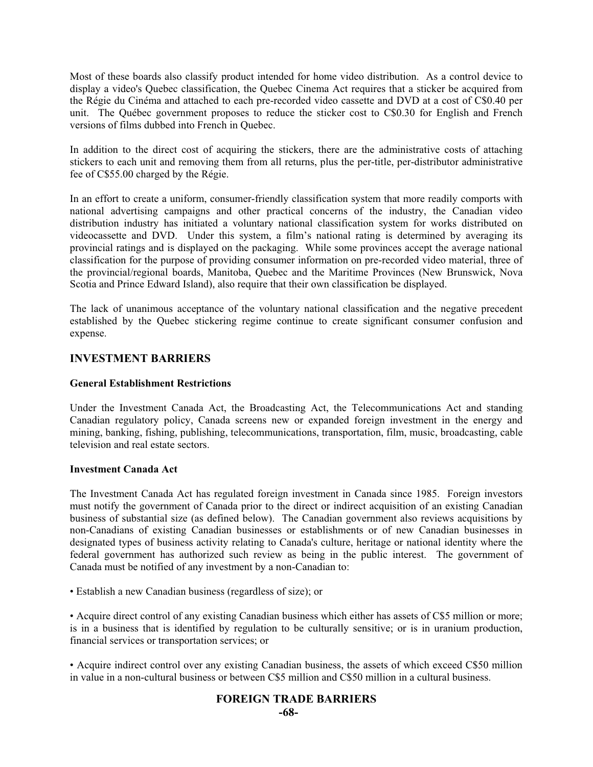Most of these boards also classify product intended for home video distribution. As a control device to display a video's Quebec classification, the Quebec Cinema Act requires that a sticker be acquired from the Régie du Cinéma and attached to each pre-recorded video cassette and DVD at a cost of C$0.40 per unit. The Québec government proposes to reduce the sticker cost to C$0.30 for English and French versions of films dubbed into French in Quebec.

In addition to the direct cost of acquiring the stickers, there are the administrative costs of attaching stickers to each unit and removing them from all returns, plus the per-title, per-distributor administrative fee of C$55.00 charged by the Régie.

In an effort to create a uniform, consumer-friendly classification system that more readily comports with national advertising campaigns and other practical concerns of the industry, the Canadian video distribution industry has initiated a voluntary national classification system for works distributed on videocassette and DVD. Under this system, a film's national rating is determined by averaging its provincial ratings and is displayed on the packaging. While some provinces accept the average national classification for the purpose of providing consumer information on pre-recorded video material, three of the provincial/regional boards, Manitoba, Quebec and the Maritime Provinces (New Brunswick, Nova Scotia and Prince Edward Island), also require that their own classification be displayed.

The lack of unanimous acceptance of the voluntary national classification and the negative precedent established by the Quebec stickering regime continue to create significant consumer confusion and expense.

## INVESTMENT BARRIERS

**General Establishment Restrictions**

Under the Investment Canada Act, the Broadcasting Act, the Telecommunications Act and standing Canadian regulatory policy, Canada screens new or expanded foreign investment in the energy and mining, banking, fishing, publishing, telecommunications, transportation, film, music, broadcasting, cable television and real estate sectors.

**Investment Canada Act**

The Investment Canada Act has regulated foreign investment in Canada since 1985. Foreign investors must notify the government of Canada prior to the direct or indirect acquisition of an existing Canadian business of substantial size (as defined below). The Canadian government also reviews acquisitions by non-Canadians of existing Canadian businesses or establishments or of new Canadian businesses in designated types of business activity relating to Canada's culture, heritage or national identity where the federal government has authorized such review as being in the public interest. The government of Canada must be notified of any investment by a non-Canadian to:

- Establish a new Canadian business (regardless of size); or

- Acquire direct control of any existing Canadian business which either has assets of C$5 million or more; is in a business that is identified by regulation to be culturally sensitive; or is in uranium production, financial services or transportation services; or

- Acquire indirect control over any existing Canadian business, the assets of which exceed C$50 million in value in a non-cultural business or between C$5 million and C$50 million in a cultural business.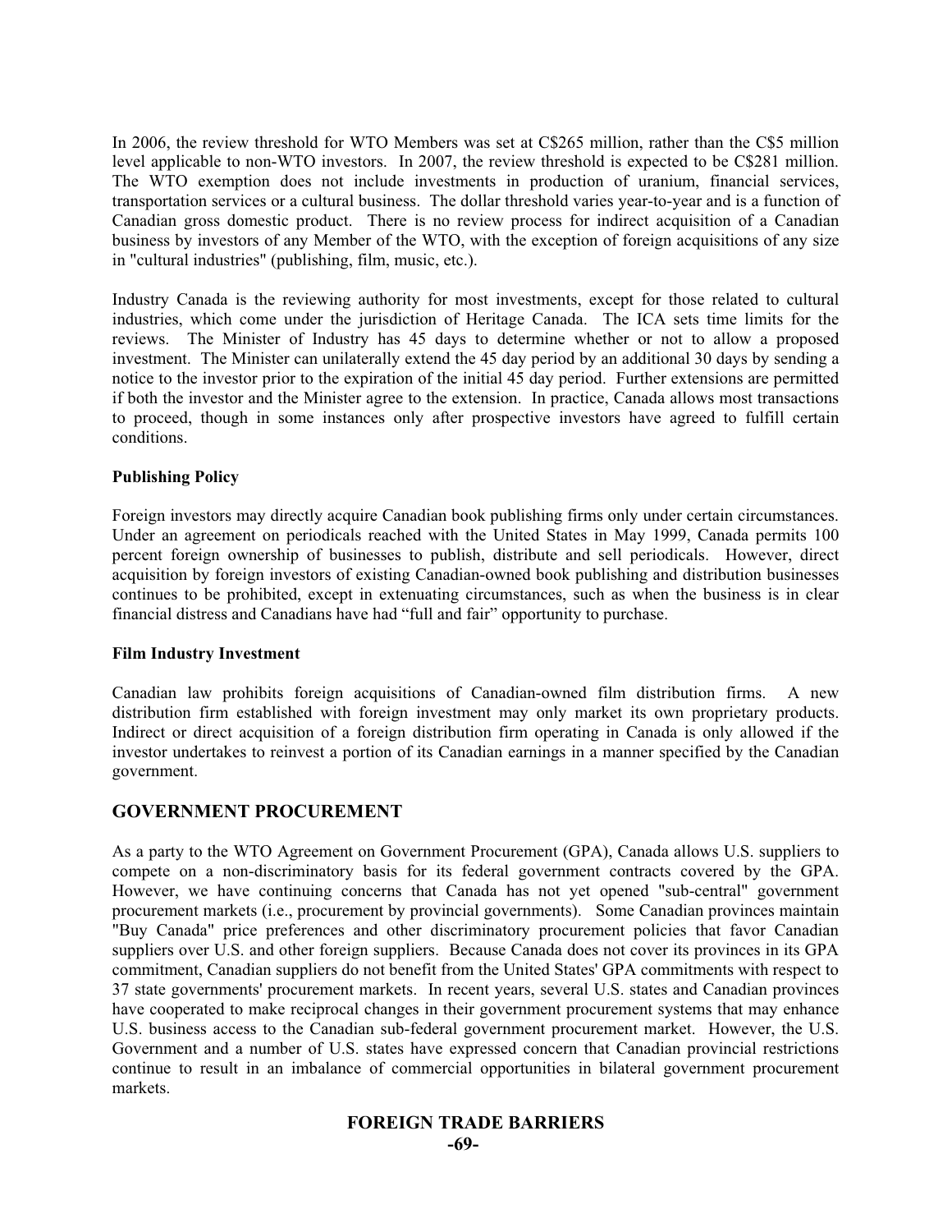In 2006, the review threshold for WTO Members was set at C$265 million, rather than the C$5 million level applicable to non-WTO investors. In 2007, the review threshold is expected to be C$281 million. The WTO exemption does not include investments in production of uranium, financial services, transportation services or a cultural business. The dollar threshold varies year-to-year and is a function of Canadian gross domestic product. There is no review process for indirect acquisition of a Canadian business by investors of any Member of the WTO, with the exception of foreign acquisitions of any size in "cultural industries" (publishing, film, music, etc.).

Industry Canada is the reviewing authority for most investments, except for those related to cultural industries, which come under the jurisdiction of Heritage Canada. The ICA sets time limits for the reviews. The Minister of Industry has 45 days to determine whether or not to allow a proposed investment. The Minister can unilaterally extend the 45 day period by an additional 30 days by sending a notice to the investor prior to the expiration of the initial 45 day period. Further extensions are permitted if both the investor and the Minister agree to the extension. In practice, Canada allows most transactions to proceed, though in some instances only after prospective investors have agreed to fulfill certain conditions.

**Publishing Policy**

Foreign investors may directly acquire Canadian book publishing firms only under certain circumstances. Under an agreement on periodicals reached with the United States in May 1999, Canada permits 100 percent foreign ownership of businesses to publish, distribute and sell periodicals. However, direct acquisition by foreign investors of existing Canadian-owned book publishing and distribution businesses continues to be prohibited, except in extenuating circumstances, such as when the business is in clear financial distress and Canadians have had "full and fair" opportunity to purchase.

**Film Industry Investment**

Canadian law prohibits foreign acquisitions of Canadian-owned film distribution firms. A new distribution firm established with foreign investment may only market its own proprietary products. Indirect or direct acquisition of a foreign distribution firm operating in Canada is only allowed if the investor undertakes to reinvest a portion of its Canadian earnings in a manner specified by the Canadian government.

## GOVERNMENT PROCUREMENT

As a party to the WTO Agreement on Government Procurement (GPA), Canada allows U.S. suppliers to compete on a non-discriminatory basis for its federal government contracts covered by the GPA. However, we have continuing concerns that Canada has not yet opened "sub-central" government procurement markets (i.e., procurement by provincial governments). Some Canadian provinces maintain "Buy Canada" price preferences and other discriminatory procurement policies that favor Canadian suppliers over U.S. and other foreign suppliers. Because Canada does not cover its provinces in its GPA commitment, Canadian suppliers do not benefit from the United States' GPA commitments with respect to 37 state governments' procurement markets. In recent years, several U.S. states and Canadian provinces have cooperated to make reciprocal changes in their government procurement systems that may enhance U.S. business access to the Canadian sub-federal government procurement market. However, the U.S. Government and a number of U.S. states have expressed concern that Canadian provincial restrictions continue to result in an imbalance of commercial opportunities in bilateral government procurement markets.